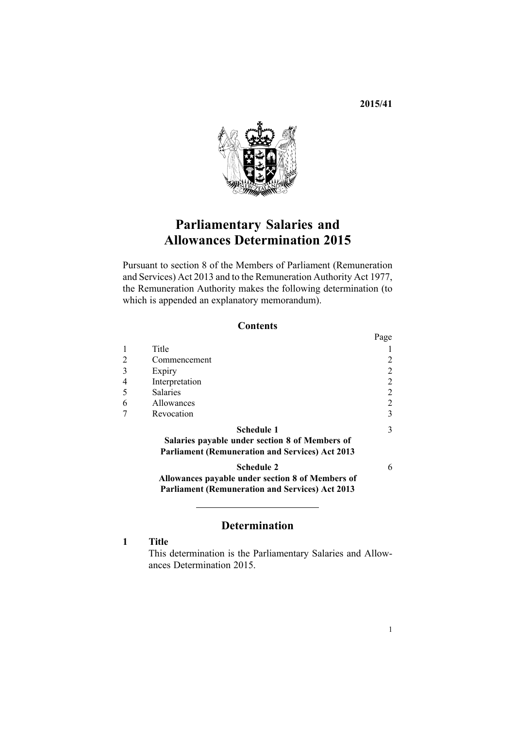**2015/41**

# Parliamentary Salaries and Allowances Determination 2015

Pursuant to section 8 of the Members of Parliament (Remuneration and Services) Act 2013 and to the Remuneration Authority Act 1977, the Remuneration Authority makes the following determination (to which is appended an explanatory memorandum).

## Contents

| | | Page |
|---|---|---|
| 1 | Title | 1 |
| 2 | Commencement | 2 |
| 3 | Expiry | 2 |
| 4 | Interpretation | 2 |
| 5 | Salaries | 2 |
| 6 | Allowances | 2 |
| 7 | Revocation | 3 |
| | **Schedule 1** **Salaries payable under section 8 of Members of Parliament (Remuneration and Services) Act 2013** | 3 |
| | **Schedule 2** **Allowances payable under section 8 of Members of Parliament (Remuneration and Services) Act 2013** | 6 |

## Determination

### 1 Title

This determination is the Parliamentary Salaries and Allowances Determination 2015.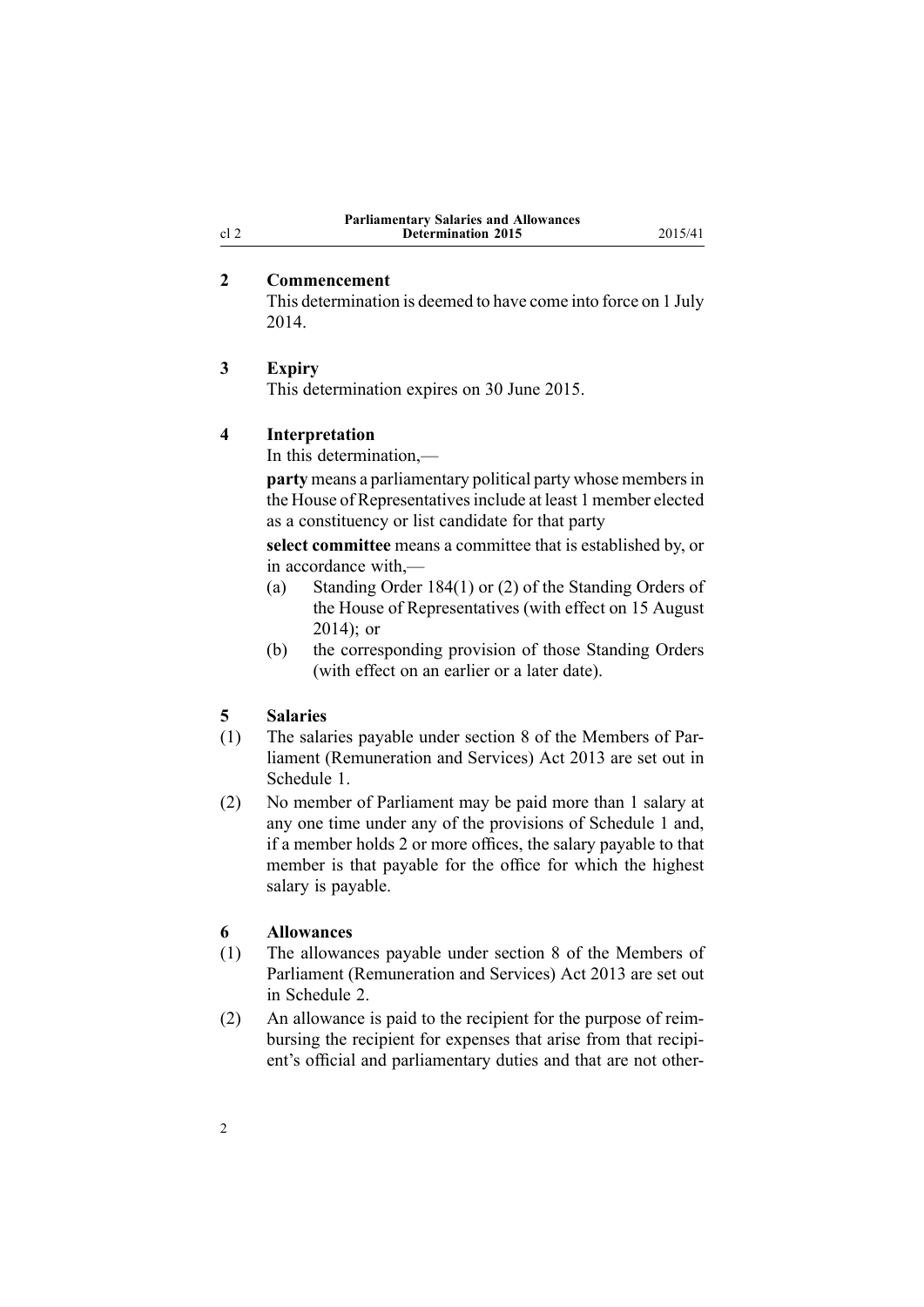## 2 Commencement

This determination is deemed to have come into force on 1 July 2014.

## 3 Expiry

This determination expires on 30 June 2015.

## 4 Interpretation

In this determination,—

**party** means a parliamentary political party whose members in the House of Representatives include at least 1 member elected as a constituency or list candidate for that party

**select committee** means a committee that is established by, or in accordance with,—

- (a) Standing Order 184(1) or (2) of the Standing Orders of the House of Representatives (with effect on 15 August 2014); or
- (b) the corresponding provision of those Standing Orders (with effect on an earlier or a later date).

## 5 Salaries

(1) The salaries payable under section 8 of the Members of Parliament (Remuneration and Services) Act 2013 are set out in Schedule 1.

(2) No member of Parliament may be paid more than 1 salary at any one time under any of the provisions of Schedule 1 and, if a member holds 2 or more offices, the salary payable to that member is that payable for the office for which the highest salary is payable.

## 6 Allowances

(1) The allowances payable under section 8 of the Members of Parliament (Remuneration and Services) Act 2013 are set out in Schedule 2.

(2) An allowance is paid to the recipient for the purpose of reimbursing the recipient for expenses that arise from that recipient's official and parliamentary duties and that are not other-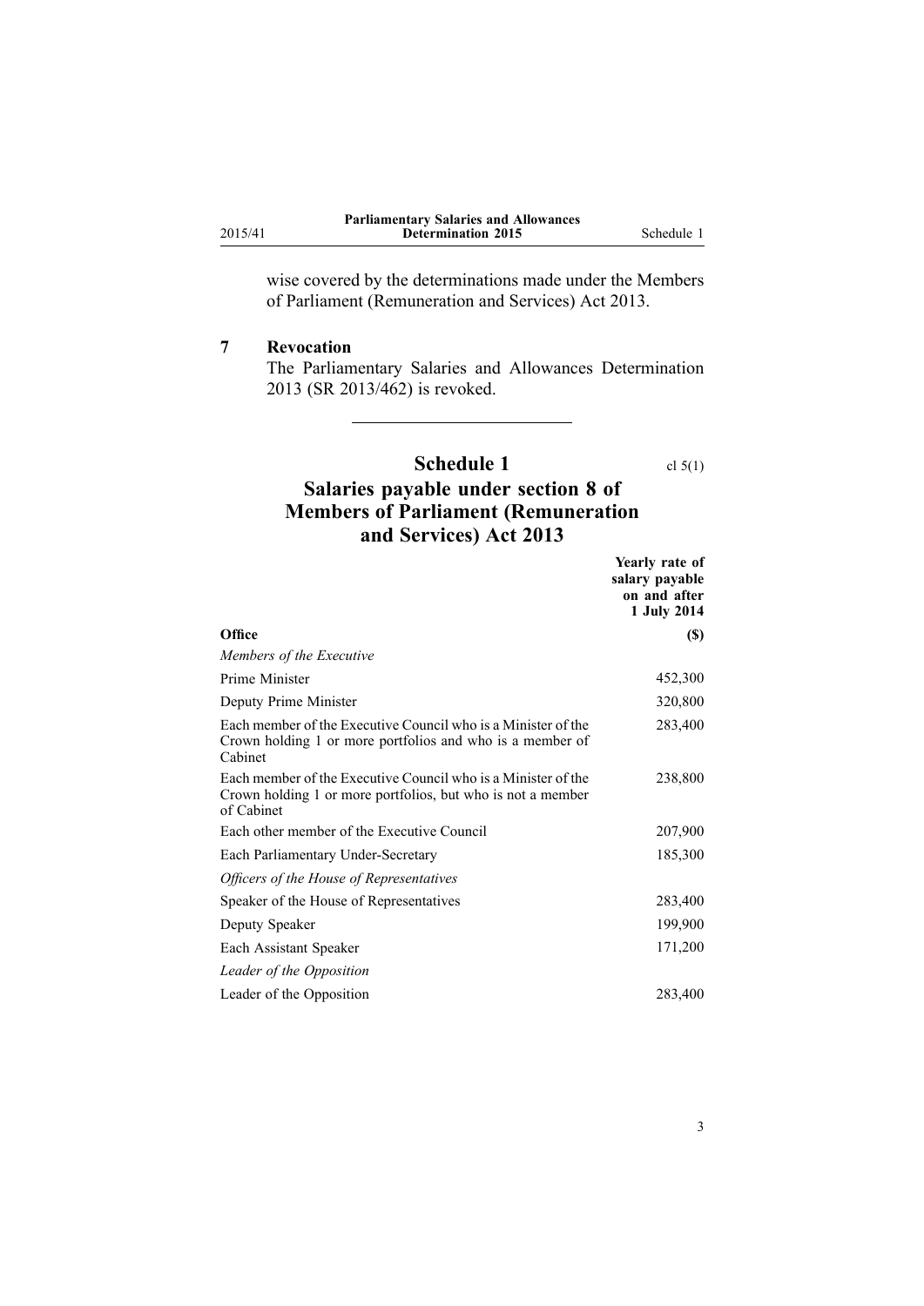wise covered by the determinations made under the Members of Parliament (Remuneration and Services) Act 2013.

## 7 Revocation

The Parliamentary Salaries and Allowances Determination 2013 (SR 2013/462) is revoked.

---

# Schedule 1

cl 5(1)

## Salaries payable under section 8 of Members of Parliament (Remuneration and Services) Act 2013

| Office | Yearly rate of salary payable on and after 1 July 2014 ($) |
|---|---|
| *Members of the Executive* | |
| Prime Minister | 452,300 |
| Deputy Prime Minister | 320,800 |
| Each member of the Executive Council who is a Minister of the Crown holding 1 or more portfolios and who is a member of Cabinet | 283,400 |
| Each member of the Executive Council who is a Minister of the Crown holding 1 or more portfolios, but who is not a member of Cabinet | 238,800 |
| Each other member of the Executive Council | 207,900 |
| Each Parliamentary Under-Secretary | 185,300 |
| *Officers of the House of Representatives* | |
| Speaker of the House of Representatives | 283,400 |
| Deputy Speaker | 199,900 |
| Each Assistant Speaker | 171,200 |
| *Leader of the Opposition* | |
| Leader of the Opposition | 283,400 |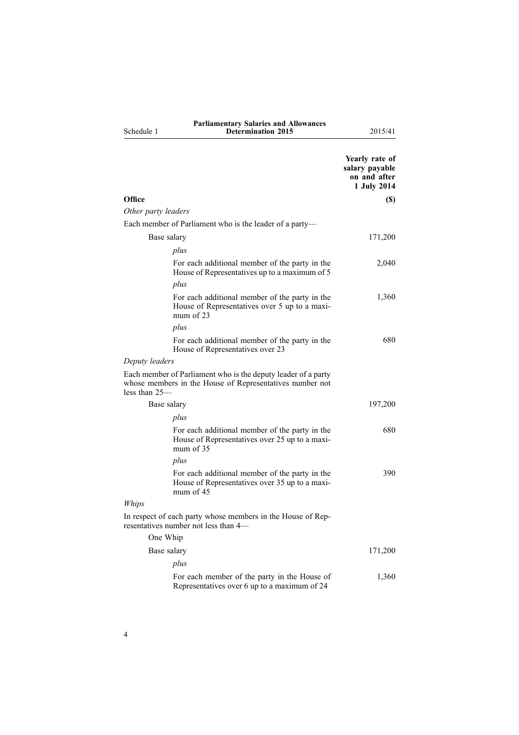| Office | Yearly rate of salary payable on and after 1 July 2014 ($) |
|---|---|
| *Other party leaders* | |
| Each member of Parliament who is the leader of a party— | |
| Base salary | 171,200 |
| *plus* | |
| For each additional member of the party in the House of Representatives up to a maximum of 5 | 2,040 |
| *plus* | |
| For each additional member of the party in the House of Representatives over 5 up to a maximum of 23 | 1,360 |
| *plus* | |
| For each additional member of the party in the House of Representatives over 23 | 680 |
| *Deputy leaders* | |
| Each member of Parliament who is the deputy leader of a party whose members in the House of Representatives number not less than 25— | |
| Base salary | 197,200 |
| *plus* | |
| For each additional member of the party in the House of Representatives over 25 up to a maximum of 35 | 680 |
| *plus* | |
| For each additional member of the party in the House of Representatives over 35 up to a maximum of 45 | 390 |
| *Whips* | |
| In respect of each party whose members in the House of Representatives number not less than 4— | |
| One Whip | |
| Base salary | 171,200 |
| *plus* | |
| For each member of the party in the House of Representatives over 6 up to a maximum of 24 | 1,360 |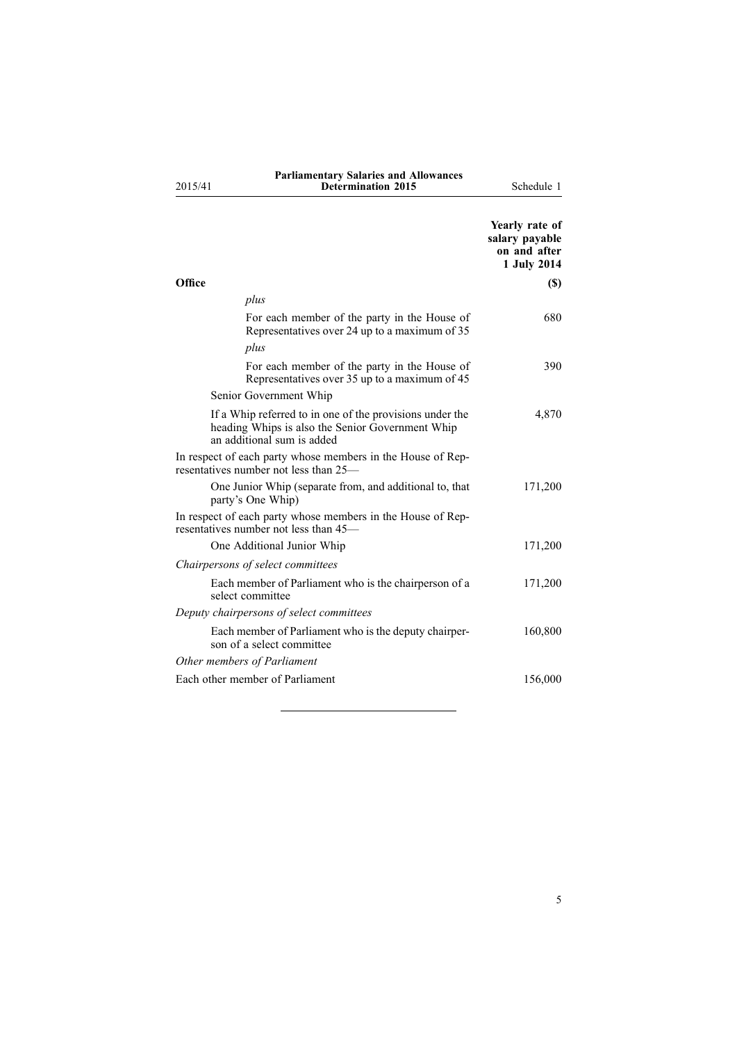| Office | Yearly rate of salary payable on and after 1 July 2014 ($) |
|---|---|
| *plus* | |
| For each member of the party in the House of Representatives over 24 up to a maximum of 35 | 680 |
| *plus* | |
| For each member of the party in the House of Representatives over 35 up to a maximum of 45 | 390 |
| Senior Government Whip | |
| If a Whip referred to in one of the provisions under the heading Whips is also the Senior Government Whip an additional sum is added | 4,870 |
| In respect of each party whose members in the House of Representatives number not less than 25— | |
| One Junior Whip (separate from, and additional to, that party's One Whip) | 171,200 |
| In respect of each party whose members in the House of Representatives number not less than 45— | |
| One Additional Junior Whip | 171,200 |
| *Chairpersons of select committees* | |
| Each member of Parliament who is the chairperson of a select committee | 171,200 |
| *Deputy chairpersons of select committees* | |
| Each member of Parliament who is the deputy chairperson of a select committee | 160,800 |
| *Other members of Parliament* | |
| Each other member of Parliament | 156,000 |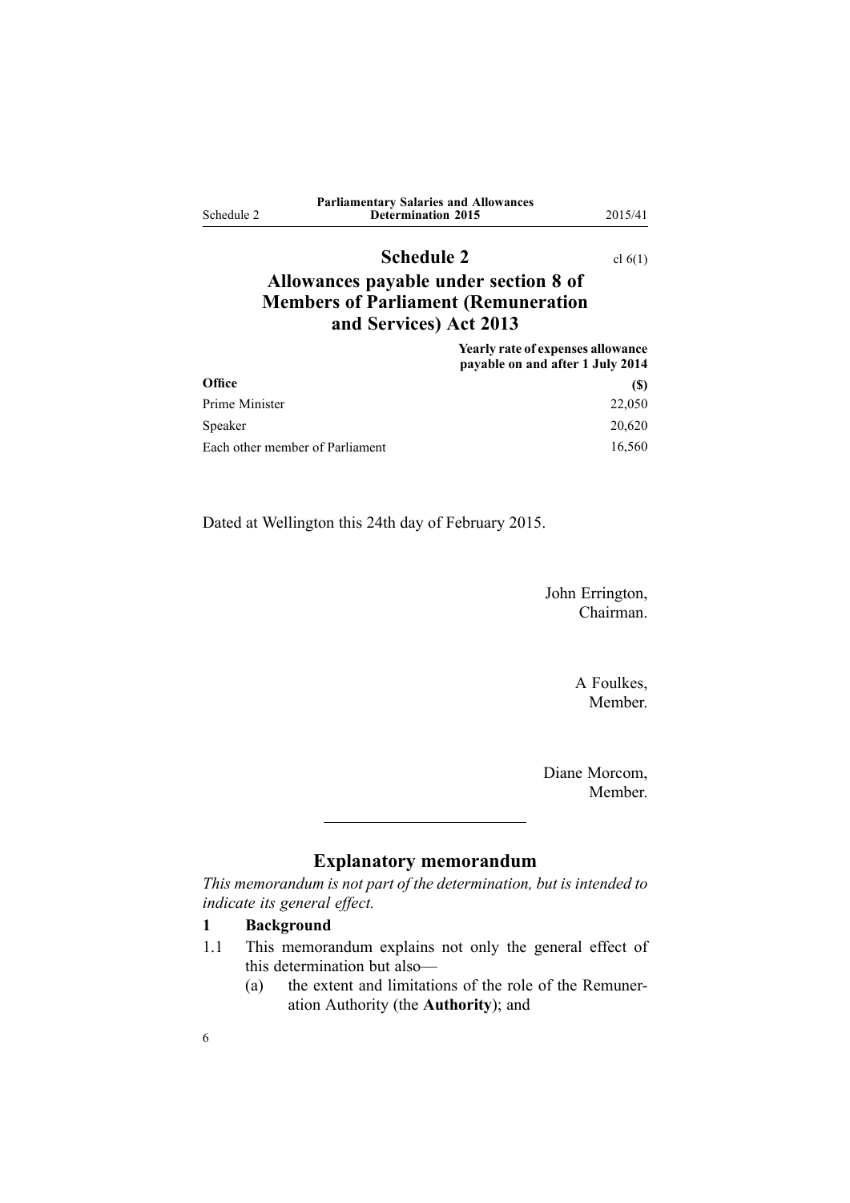## Schedule 2

cl 6(1)

## Allowances payable under section 8 of Members of Parliament (Remuneration and Services) Act 2013

| Office | Yearly rate of expenses allowance payable on and after 1 July 2014 ($) |
|---|---|
| Prime Minister | 22,050 |
| Speaker | 20,620 |
| Each other member of Parliament | 16,560 |

Dated at Wellington this 24th day of February 2015.

John Errington,
Chairman.

A Foulkes,
Member.

Diane Morcom,
Member.

---

## Explanatory memorandum

*This memorandum is not part of the determination, but is intended to indicate its general effect.*

### 1 Background

1.1 This memorandum explains not only the general effect of this determination but also—

(a) the extent and limitations of the role of the Remuneration Authority (the **Authority**); and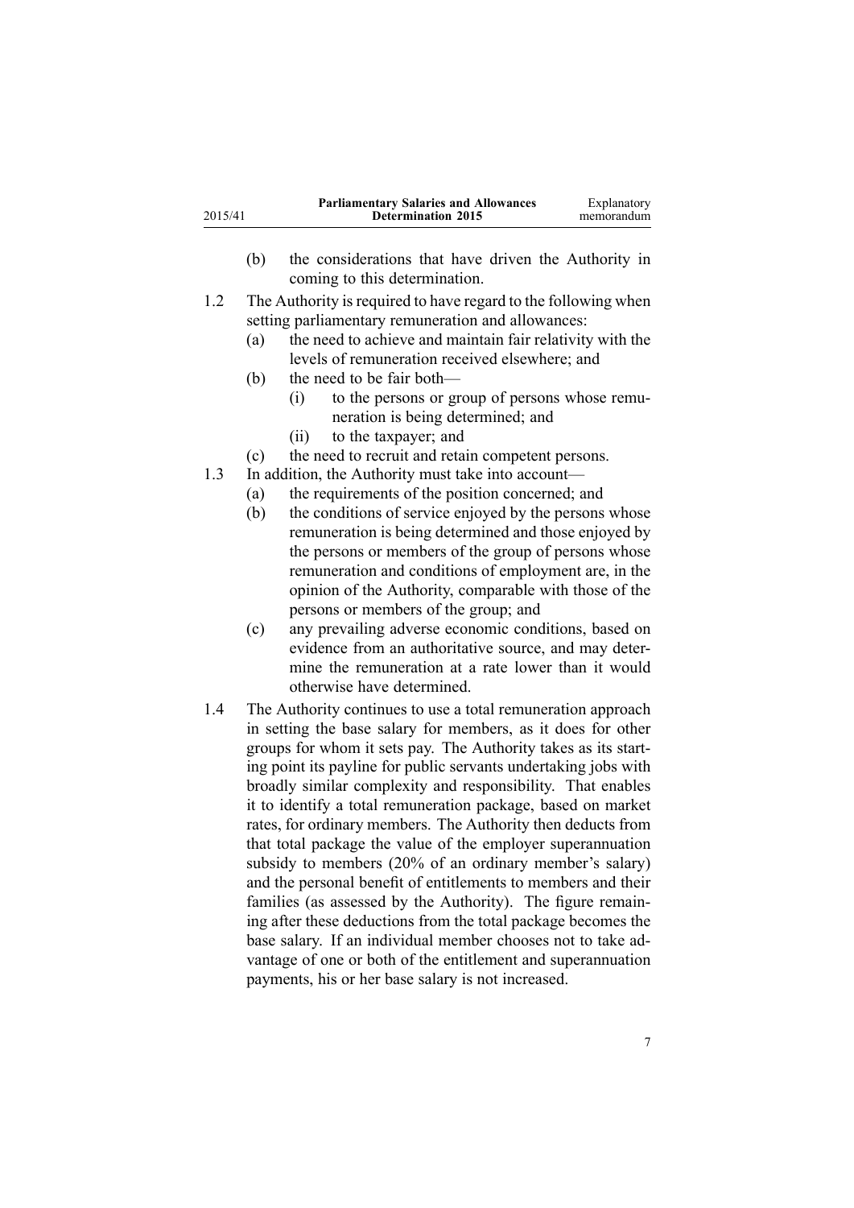(b) the considerations that have driven the Authority in coming to this determination.

1.2 The Authority is required to have regard to the following when setting parliamentary remuneration and allowances:

(a) the need to achieve and maintain fair relativity with the levels of remuneration received elsewhere; and

(b) the need to be fair both—

(i) to the persons or group of persons whose remuneration is being determined; and

(ii) to the taxpayer; and

(c) the need to recruit and retain competent persons.

1.3 In addition, the Authority must take into account—

(a) the requirements of the position concerned; and

(b) the conditions of service enjoyed by the persons whose remuneration is being determined and those enjoyed by the persons or members of the group of persons whose remuneration and conditions of employment are, in the opinion of the Authority, comparable with those of the persons or members of the group; and

(c) any prevailing adverse economic conditions, based on evidence from an authoritative source, and may determine the remuneration at a rate lower than it would otherwise have determined.

1.4 The Authority continues to use a total remuneration approach in setting the base salary for members, as it does for other groups for whom it sets pay. The Authority takes as its starting point its payline for public servants undertaking jobs with broadly similar complexity and responsibility. That enables it to identify a total remuneration package, based on market rates, for ordinary members. The Authority then deducts from that total package the value of the employer superannuation subsidy to members (20% of an ordinary member's salary) and the personal benefit of entitlements to members and their families (as assessed by the Authority). The figure remaining after these deductions from the total package becomes the base salary. If an individual member chooses not to take advantage of one or both of the entitlement and superannuation payments, his or her base salary is not increased.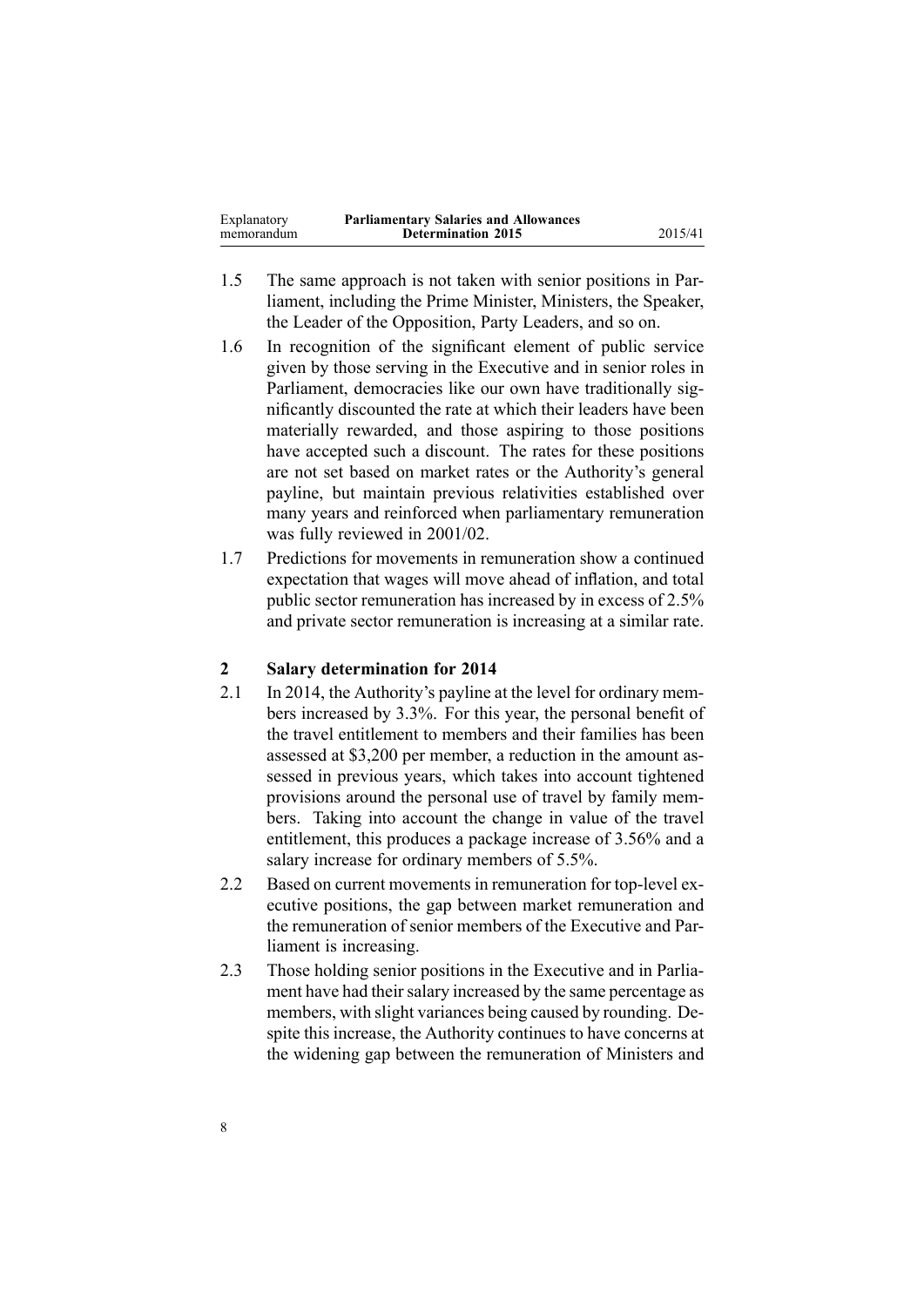1.5 The same approach is not taken with senior positions in Parliament, including the Prime Minister, Ministers, the Speaker, the Leader of the Opposition, Party Leaders, and so on.

1.6 In recognition of the significant element of public service given by those serving in the Executive and in senior roles in Parliament, democracies like our own have traditionally significantly discounted the rate at which their leaders have been materially rewarded, and those aspiring to those positions have accepted such a discount. The rates for these positions are not set based on market rates or the Authority's general payline, but maintain previous relativities established over many years and reinforced when parliamentary remuneration was fully reviewed in 2001/02.

1.7 Predictions for movements in remuneration show a continued expectation that wages will move ahead of inflation, and total public sector remuneration has increased by in excess of 2.5% and private sector remuneration is increasing at a similar rate.

## 2 Salary determination for 2014

2.1 In 2014, the Authority's payline at the level for ordinary members increased by 3.3%. For this year, the personal benefit of the travel entitlement to members and their families has been assessed at $3,200 per member, a reduction in the amount assessed in previous years, which takes into account tightened provisions around the personal use of travel by family members. Taking into account the change in value of the travel entitlement, this produces a package increase of 3.56% and a salary increase for ordinary members of 5.5%.

2.2 Based on current movements in remuneration for top-level executive positions, the gap between market remuneration and the remuneration of senior members of the Executive and Parliament is increasing.

2.3 Those holding senior positions in the Executive and in Parliament have had their salary increased by the same percentage as members, with slight variances being caused by rounding. Despite this increase, the Authority continues to have concerns at the widening gap between the remuneration of Ministers and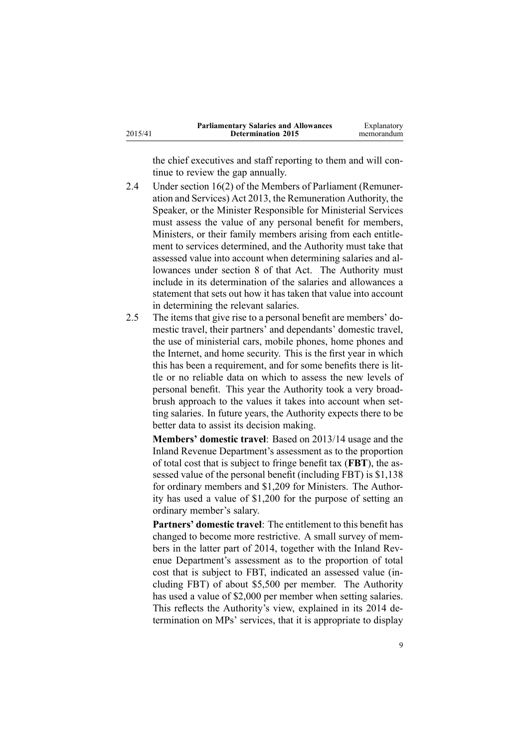the chief executives and staff reporting to them and will continue to review the gap annually.

2.4 Under section 16(2) of the Members of Parliament (Remuneration and Services) Act 2013, the Remuneration Authority, the Speaker, or the Minister Responsible for Ministerial Services must assess the value of any personal benefit for members, Ministers, or their family members arising from each entitlement to services determined, and the Authority must take that assessed value into account when determining salaries and allowances under section 8 of that Act. The Authority must include in its determination of the salaries and allowances a statement that sets out how it has taken that value into account in determining the relevant salaries.

2.5 The items that give rise to a personal benefit are members' domestic travel, their partners' and dependants' domestic travel, the use of ministerial cars, mobile phones, home phones and the Internet, and home security. This is the first year in which this has been a requirement, and for some benefits there is little or no reliable data on which to assess the new levels of personal benefit. This year the Authority took a very broad-brush approach to the values it takes into account when setting salaries. In future years, the Authority expects there to be better data to assist its decision making.

**Members' domestic travel**: Based on 2013/14 usage and the Inland Revenue Department's assessment as to the proportion of total cost that is subject to fringe benefit tax (**FBT**), the assessed value of the personal benefit (including FBT) is $1,138 for ordinary members and $1,209 for Ministers. The Authority has used a value of $1,200 for the purpose of setting an ordinary member's salary.

**Partners' domestic travel**: The entitlement to this benefit has changed to become more restrictive. A small survey of members in the latter part of 2014, together with the Inland Revenue Department's assessment as to the proportion of total cost that is subject to FBT, indicated an assessed value (including FBT) of about $5,500 per member. The Authority has used a value of $2,000 per member when setting salaries. This reflects the Authority's view, explained in its 2014 determination on MPs' services, that it is appropriate to display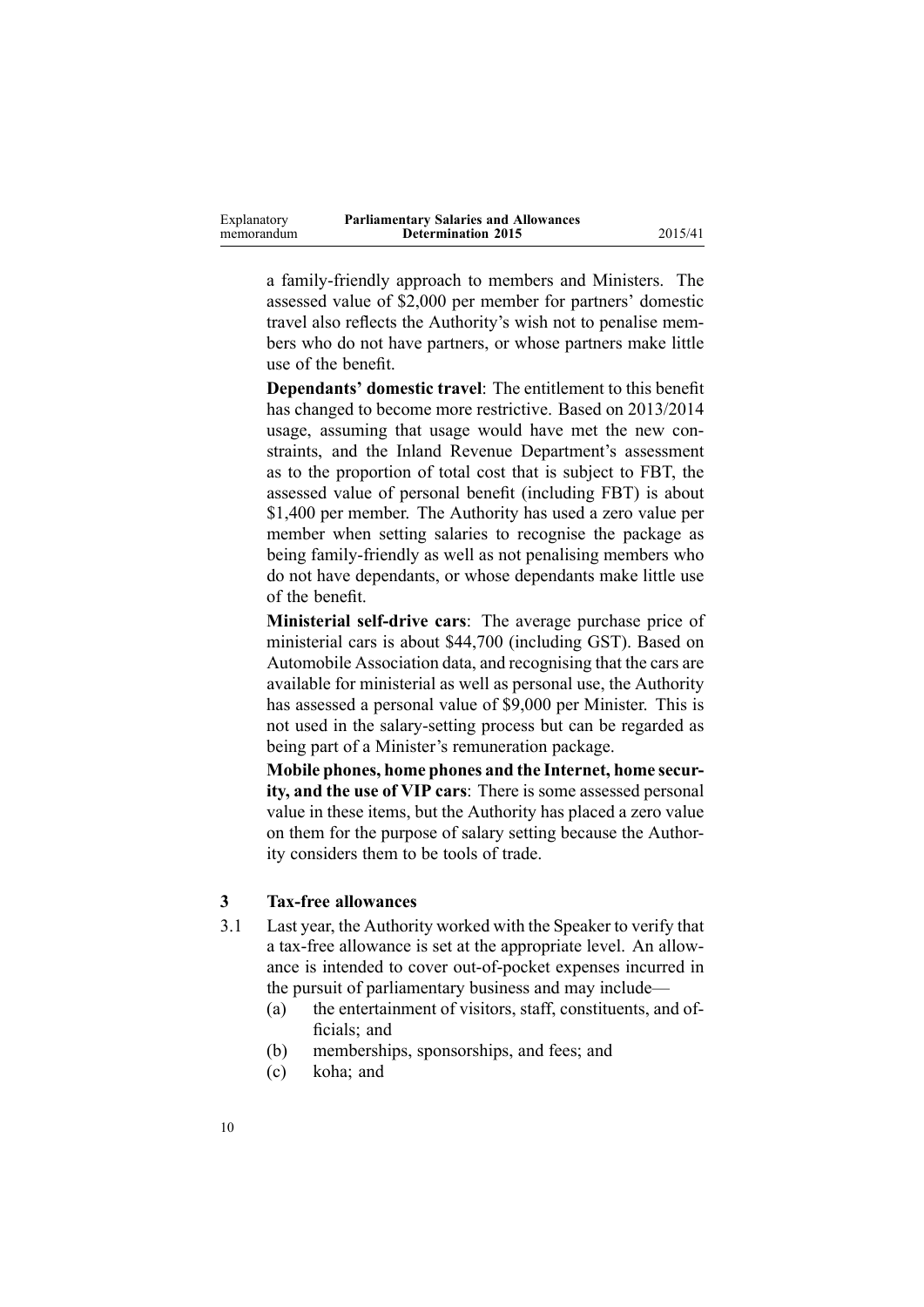a family-friendly approach to members and Ministers. The assessed value of $2,000 per member for partners' domestic travel also reflects the Authority's wish not to penalise members who do not have partners, or whose partners make little use of the benefit.

**Dependants' domestic travel**: The entitlement to this benefit has changed to become more restrictive. Based on 2013/2014 usage, assuming that usage would have met the new constraints, and the Inland Revenue Department's assessment as to the proportion of total cost that is subject to FBT, the assessed value of personal benefit (including FBT) is about $1,400 per member. The Authority has used a zero value per member when setting salaries to recognise the package as being family-friendly as well as not penalising members who do not have dependants, or whose dependants make little use of the benefit.

**Ministerial self-drive cars**: The average purchase price of ministerial cars is about $44,700 (including GST). Based on Automobile Association data, and recognising that the cars are available for ministerial as well as personal use, the Authority has assessed a personal value of $9,000 per Minister. This is not used in the salary-setting process but can be regarded as being part of a Minister's remuneration package.

**Mobile phones, home phones and the Internet, home security, and the use of VIP cars**: There is some assessed personal value in these items, but the Authority has placed a zero value on them for the purpose of salary setting because the Authority considers them to be tools of trade.

## 3 Tax-free allowances

3.1 Last year, the Authority worked with the Speaker to verify that a tax-free allowance is set at the appropriate level. An allowance is intended to cover out-of-pocket expenses incurred in the pursuit of parliamentary business and may include—

(a) the entertainment of visitors, staff, constituents, and officials; and

(b) memberships, sponsorships, and fees; and

(c) koha; and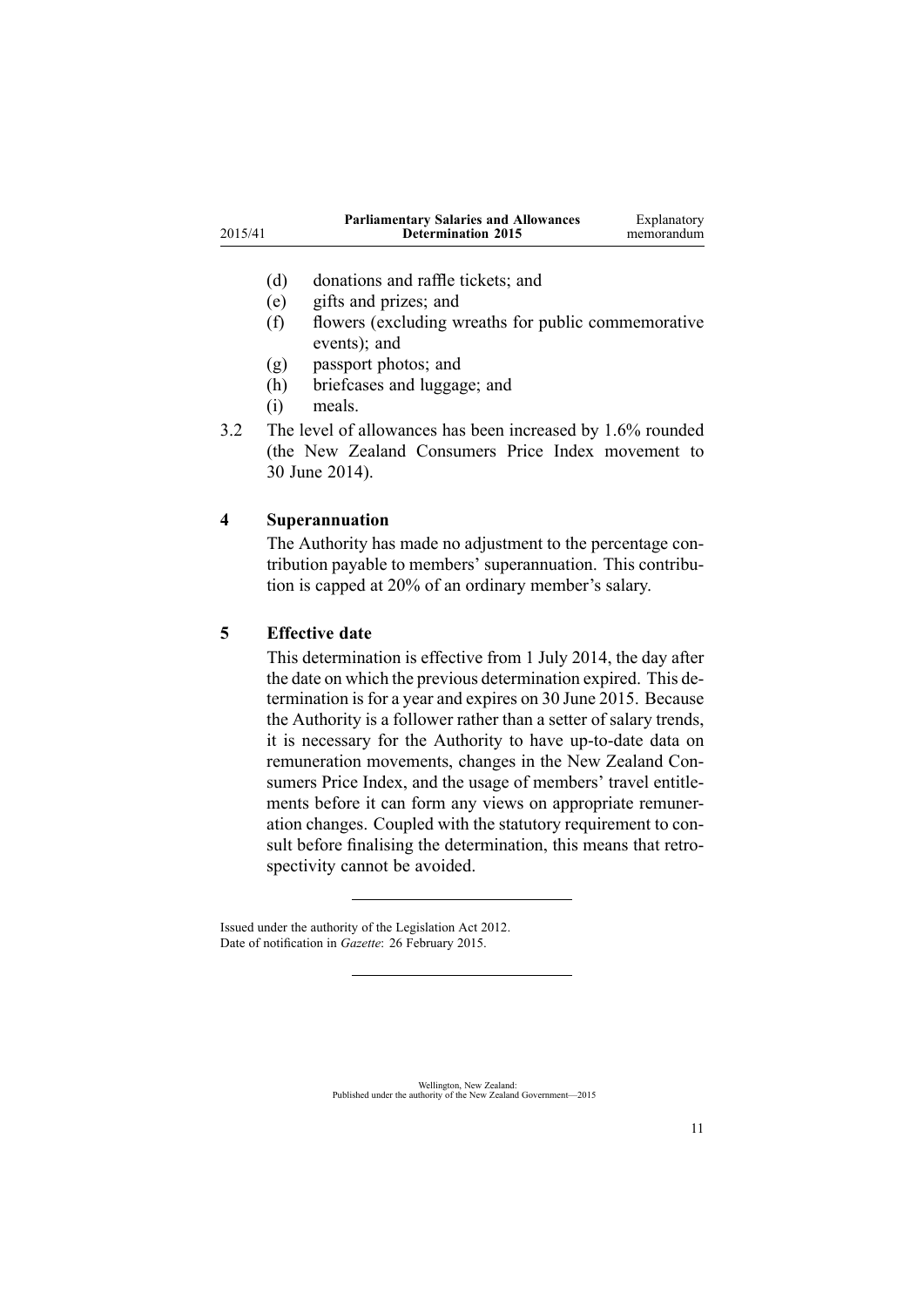(d) donations and raffle tickets; and

(e) gifts and prizes; and

(f) flowers (excluding wreaths for public commemorative events); and

(g) passport photos; and

(h) briefcases and luggage; and

(i) meals.

3.2 The level of allowances has been increased by 1.6% rounded (the New Zealand Consumers Price Index movement to 30 June 2014).

## 4 Superannuation

The Authority has made no adjustment to the percentage contribution payable to members' superannuation. This contribution is capped at 20% of an ordinary member's salary.

## 5 Effective date

This determination is effective from 1 July 2014, the day after the date on which the previous determination expired. This determination is for a year and expires on 30 June 2015. Because the Authority is a follower rather than a setter of salary trends, it is necessary for the Authority to have up-to-date data on remuneration movements, changes in the New Zealand Consumers Price Index, and the usage of members' travel entitlements before it can form any views on appropriate remuneration changes. Coupled with the statutory requirement to consult before finalising the determination, this means that retrospectivity cannot be avoided.

---

Issued under the authority of the Legislation Act 2012.
Date of notification in *Gazette*: 26 February 2015.

---

Wellington, New Zealand:
Published under the authority of the New Zealand Government—2015